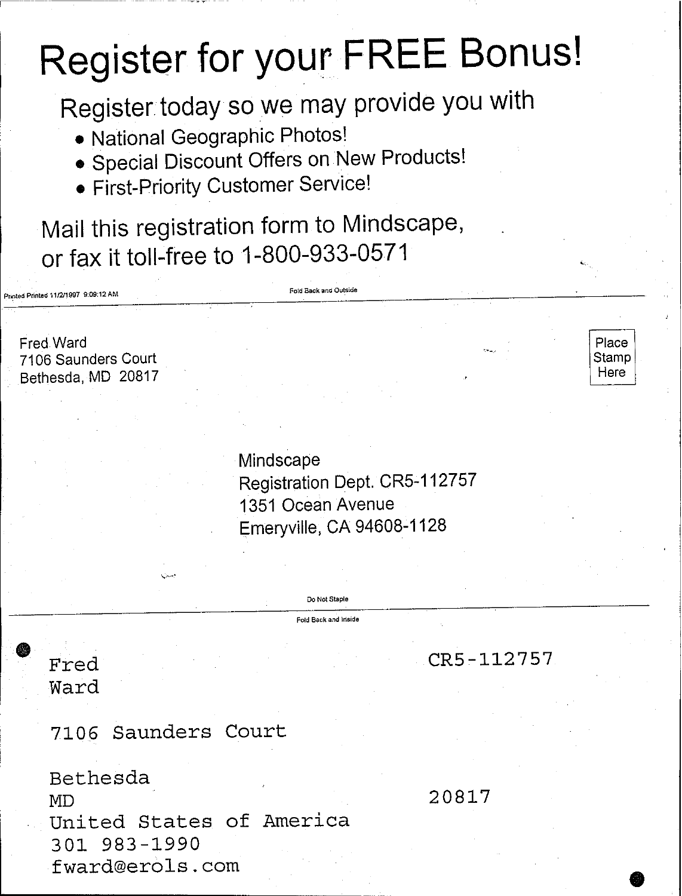# Register for your FREE Bonus!

Register today so we may provide you with

- National Geographic Photos!
- Special Discount Offers on New Products!
- First-Priority Customer Service!

Mail this registration form to Mindscape, or fax it toll-free to 1-800-933-0571

Printed Printed 11/2/1997 9:09:12 AM

Fold Back and Outside

Fred Ward
7106 Saunders Court
Bethesda, MD 20817

Place Stamp Here

Mindscape
Registration Dept. CR5-112757
1351 Ocean Avenue
Emeryville, CA 94608-1128

Do Not Staple

Fold Back and Inside

```
Fred                                   CR5-112757
Ward

7106 Saunders Court

Bethesda
MD                                     20817
United States of America
301 983-1990
fward@erols.com
```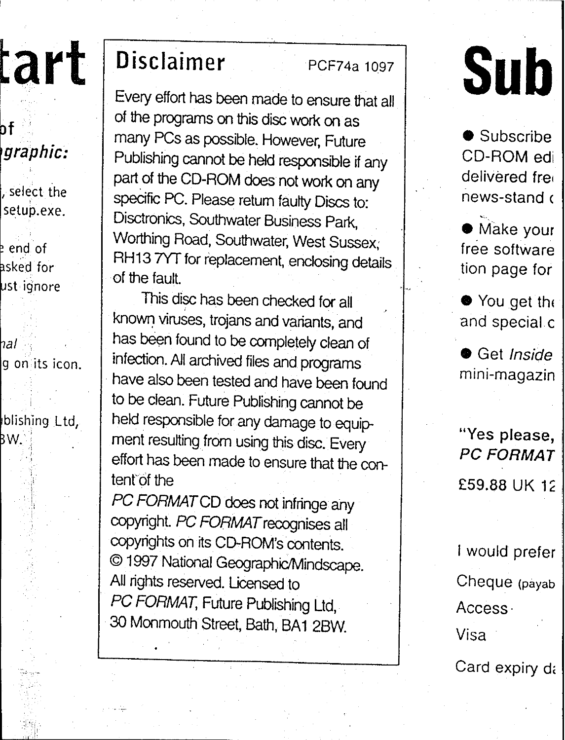## Disclaimer

PCF74a 1097

Every effort has been made to ensure that all of the programs on this disc work on as many PCs as possible. However, Future Publishing cannot be held responsible if any part of the CD-ROM does not work on any specific PC. Please return faulty Discs to: Disctronics, Southwater Business Park, Worthing Road, Southwater, West Sussex, RH13 7YT for replacement, enclosing details of the fault.

This disc has been checked for all known viruses, trojans and variants, and has been found to be completely clean of infection. All archived files and programs have also been tested and have been found to be clean. Future Publishing cannot be held responsible for any damage to equipment resulting from using this disc. Every effort has been made to ensure that the content of the *PC FORMAT* CD does not infringe any copyright. *PC FORMAT* recognises all copyrights on its CD-ROM's contents.

© 1997 National Geographic/Mindscape. All rights reserved. Licensed to *PC FORMAT*, Future Publishing Ltd, 30 Monmouth Street, Bath, BA1 2BW.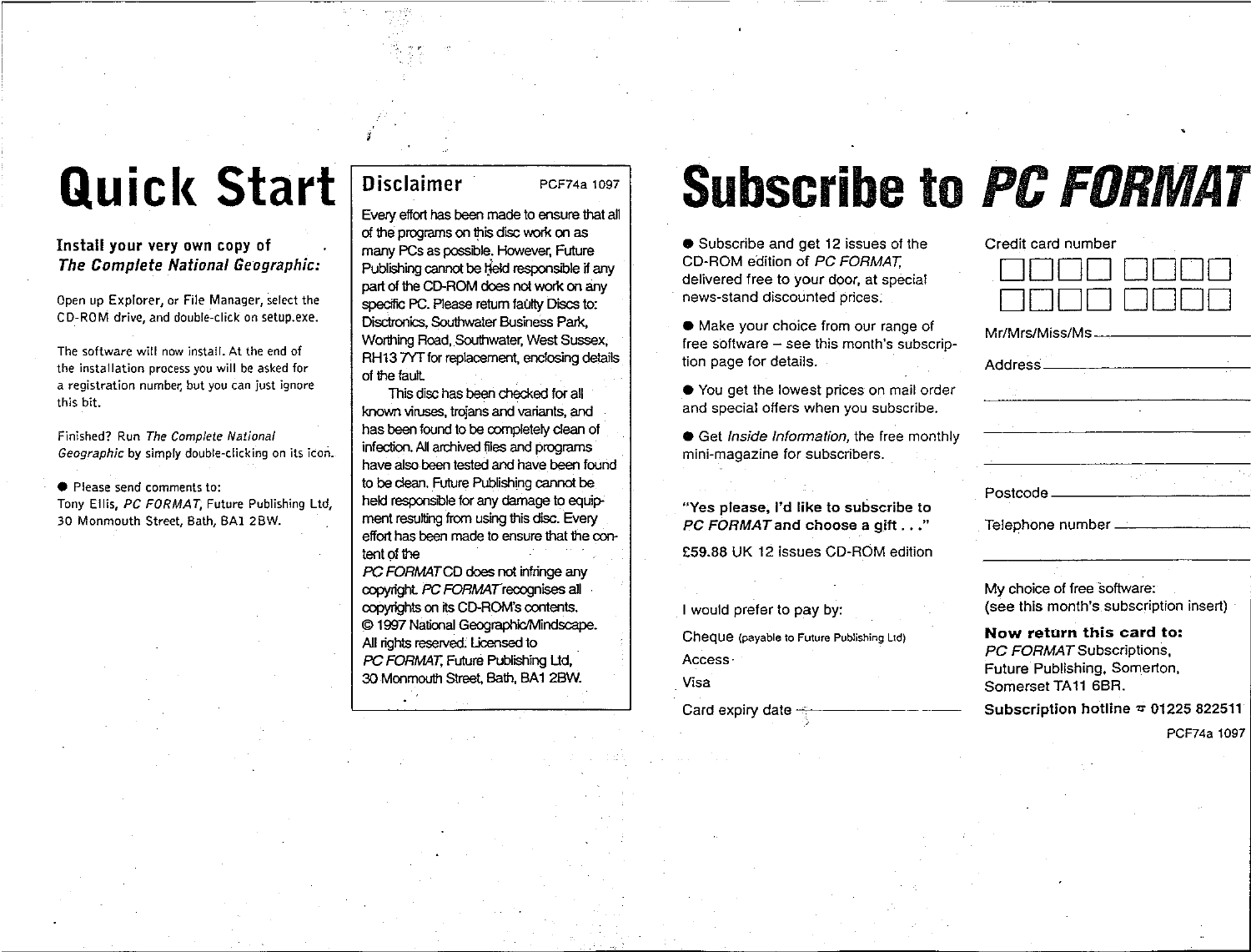# Quick Start

**Install your very own copy of *The Complete National Geographic:***

Open up Explorer, or File Manager, select the CD-ROM drive, and double-click on setup.exe.

The software will now install. At the end of the installation process you will be asked for a registration number, but you can just ignore this bit.

Finished? Run *The Complete National Geographic* by simply double-clicking on its icon.

- Please send comments to:
Tony Ellis, *PC FORMAT*, Future Publishing Ltd, 30 Monmouth Street, Bath, BA1 2BW.

## Disclaimer

PCF74a 1097

Every effort has been made to ensure that all of the programs on this disc work on as many PCs as possible. However, Future Publishing cannot be held responsible if any part of the CD-ROM does not work on any specific PC. Please return faulty Discs to: Disctronics, Southwater Business Park, Worthing Road, Southwater, West Sussex, RH13 7YT for replacement, enclosing details of the fault.

This disc has been checked for all known viruses, trojans and variants, and has been found to be completely clean of infection. All archived files and programs have also been tested and have been found to be clean. Future Publishing cannot be held responsible for any damage to equipment resulting from using this disc. Every effort has been made to ensure that the content of the *PC FORMAT* CD does not infringe any copyright. *PC FORMAT* recognises all copyrights on its CD-ROM's contents.
© 1997 National Geographic/Mindscape. All rights reserved. Licensed to *PC FORMAT*, Future Publishing Ltd, 30 Monmouth Street, Bath, BA1 2BW.

# Subscribe to *PC FORMAT*

- Subscribe and get 12 issues of the CD-ROM edition of *PC FORMAT*, delivered free to your door, at special news-stand discounted prices.
- Make your choice from our range of free software – see this month's subscription page for details.
- You get the lowest prices on mail order and special offers when you subscribe.
- Get *Inside Information*, the free monthly mini-magazine for subscribers.

**"Yes please, I'd like to subscribe to *PC FORMAT* and choose a gift . . ."**

£59.88 UK 12 issues CD-ROM edition

I would prefer to pay by:

Cheque (payable to Future Publishing Ltd)

Access

Visa

Card expiry date ____________________

Credit card number

☐☐☐☐ ☐☐☐☐
☐☐☐☐ ☐☐☐☐

Mr/Mrs/Miss/Ms ____________________

Address ____________________

____________________

____________________

____________________

Postcode ____________________

Telephone number ____________________

____________________

My choice of free software:
(see this month's subscription insert)

**Now return this card to:**
*PC FORMAT* Subscriptions,
Future Publishing, Somerton,
Somerset TA11 6BR.

**Subscription hotline ☎ 01225 822511**

PCF74a 1097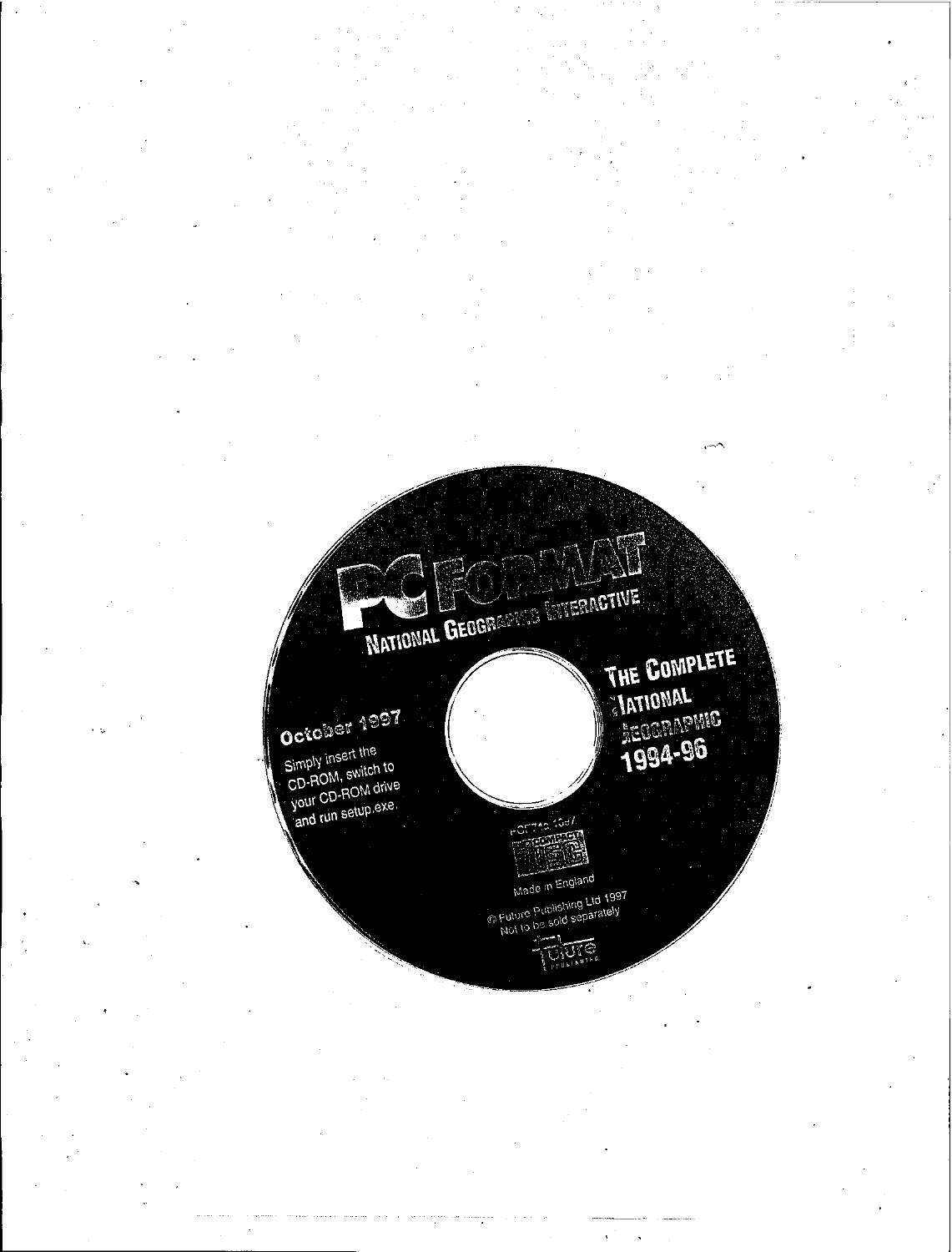PC FORMAT

NATIONAL GEOGRAPHIC INTERACTIVE

October 1997

Simply insert the CD-ROM, switch to your CD-ROM drive and run setup.exe.

THE COMPLETE NATIONAL GEOGRAPHIC 1994-96

PCF7?? 1097

COMPACT DISC

Made in England

© Future Publishing Ltd 1997
Not to be sold separately

Future PUBLISHING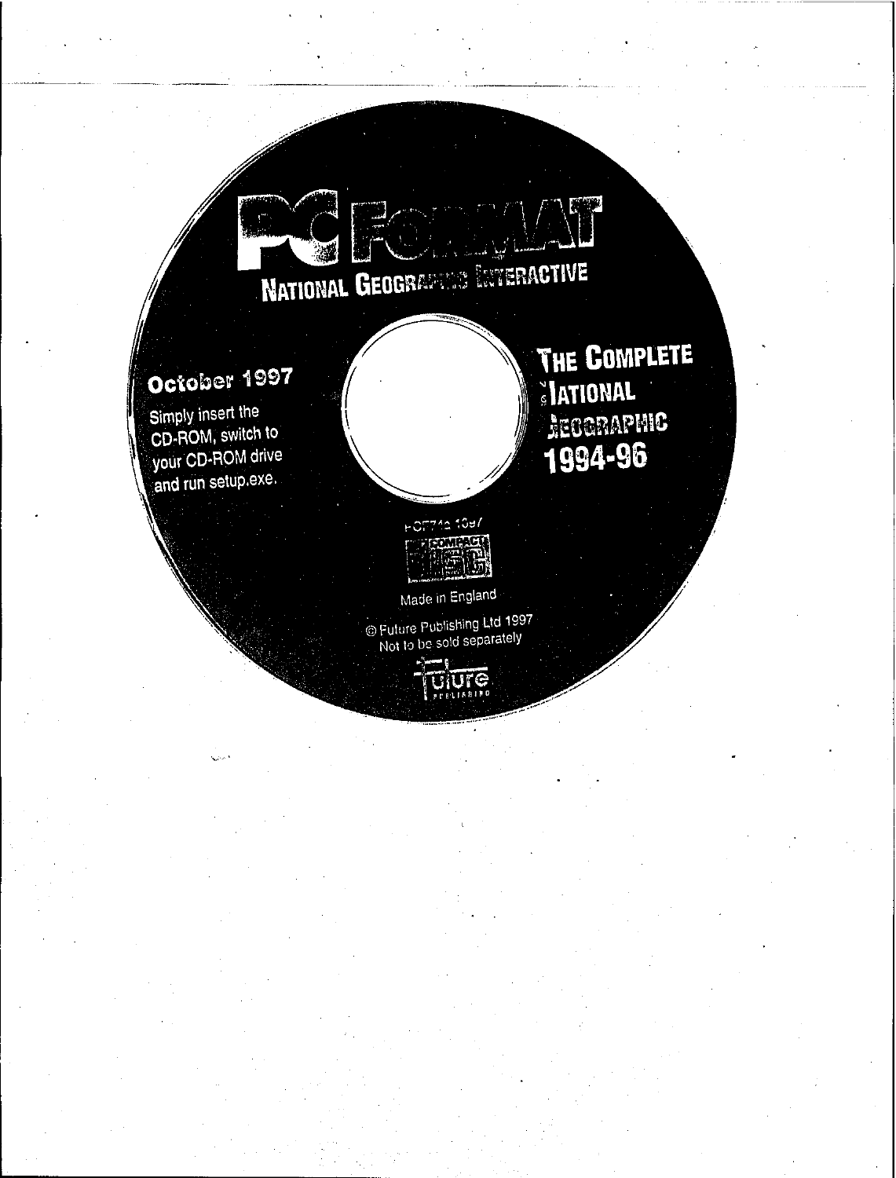PC FORMAT

NATIONAL GEOGRAPHIC INTERACTIVE

**October 1997**

Simply insert the CD-ROM, switch to your CD-ROM drive and run setup.exe.

**THE COMPLETE NATIONAL GEOGRAPHIC 1994-96**

PCF712 1097

COMPACT DISC

Made in England

© Future Publishing Ltd 1997
Not to be sold separately

Future PUBLISHING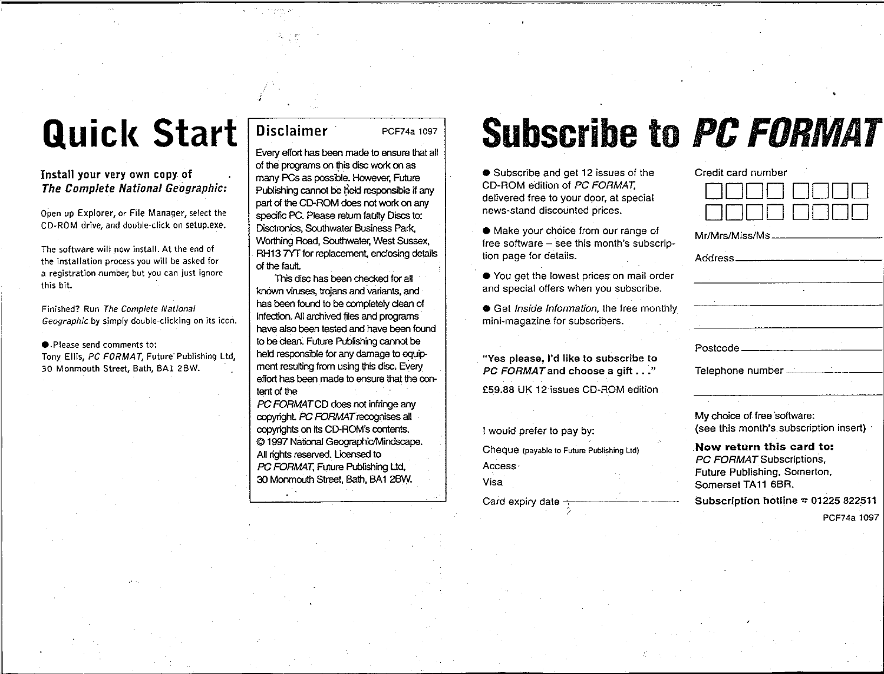# Quick Start

**Install your very own copy of *The Complete National Geographic*:**

Open up Explorer, or File Manager, select the CD-ROM drive, and double-click on setup.exe.

The software will now install. At the end of the installation process you will be asked for a registration number, but you can just ignore this bit.

Finished? Run *The Complete National Geographic* by simply double-clicking on its icon.

- Please send comments to: Tony Ellis, *PC FORMAT*, Future Publishing Ltd, 30 Monmouth Street, Bath, BA1 2BW.

## Disclaimer

PCF74a 1097

Every effort has been made to ensure that all of the programs on this disc work on as many PCs as possible. However, Future Publishing cannot be held responsible if any part of the CD-ROM does not work on any specific PC. Please return faulty Discs to: Disctronics, Southwater Business Park, Worthing Road, Southwater, West Sussex, RH13 7YT for replacement, enclosing details of the fault.

This disc has been checked for all known viruses, trojans and variants, and has been found to be completely clean of infection. All archived files and programs have also been tested and have been found to be clean. Future Publishing cannot be held responsible for any damage to equipment resulting from using this disc. Every effort has been made to ensure that the content of the *PC FORMAT* CD does not infringe any copyright. *PC FORMAT* recognises all copyrights on its CD-ROM's contents. © 1997 National Geographic/Mindscape. All rights reserved. Licensed to *PC FORMAT*, Future Publishing Ltd, 30 Monmouth Street, Bath, BA1 2BW.

# Subscribe to *PC FORMAT*

- Subscribe and get 12 issues of the CD-ROM edition of *PC FORMAT*, delivered free to your door, at special news-stand discounted prices.
- Make your choice from our range of free software – see this month's subscription page for details.
- You get the lowest prices on mail order and special offers when you subscribe.
- Get *Inside Information*, the free monthly mini-magazine for subscribers.

**"Yes please, I'd like to subscribe to *PC FORMAT* and choose a gift . . ."**

£59.88 UK 12 issues CD-ROM edition

I would prefer to pay by:

Cheque (payable to Future Publishing Ltd)

Access

Visa

Card expiry date ____________

Credit card number

☐☐☐☐ ☐☐☐☐
☐☐☐☐ ☐☐☐☐

Mr/Mrs/Miss/Ms ____________

Address ____________

____________

____________

____________

Postcode ____________

Telephone number ____________

____________

My choice of free software:
(see this month's subscription insert)

**Now return this card to:**
*PC FORMAT* Subscriptions,
Future Publishing, Somerton,
Somerset TA11 6BR.

**Subscription hotline ☎ 01225 822511**

PCF74a 1097